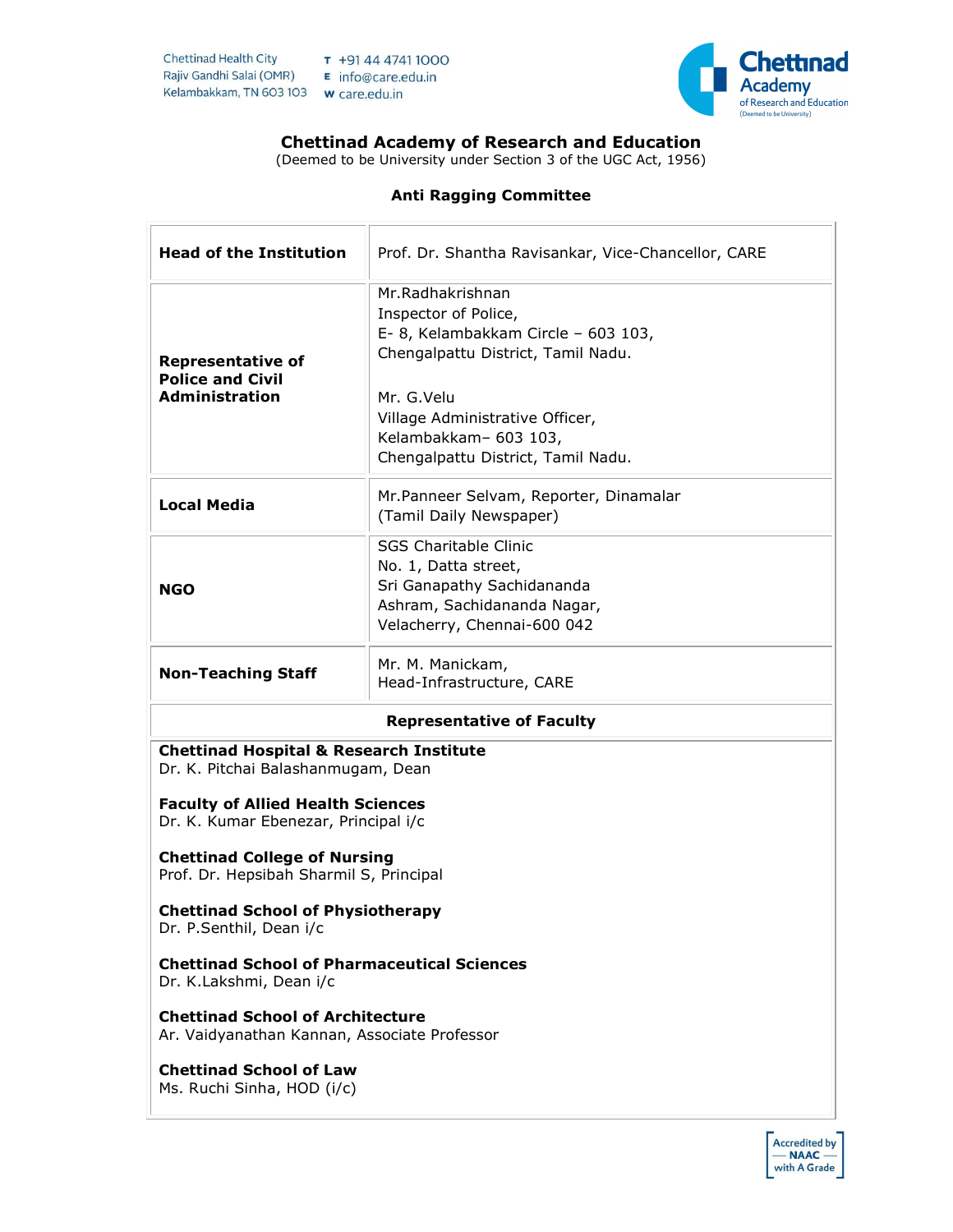Chettinad Health City
Rajiv Gandhi Salai (OMR)
Kelambakkam, TN 603 103

T +91 44 4741 1000
E info@care.edu.in
W care.edu.in

# Chettinad Academy of Research and Education

(Deemed to be University under Section 3 of the UGC Act, 1956)

## Anti Ragging Committee

| | |
|---|---|
| **Head of the Institution** | Prof. Dr. Shantha Ravisankar, Vice-Chancellor, CARE |
| **Representative of Police and Civil Administration** | Mr.Radhakrishnan<br>Inspector of Police,<br>E- 8, Kelambakkam Circle – 603 103,<br>Chengalpattu District, Tamil Nadu.<br><br>Mr. G.Velu<br>Village Administrative Officer,<br>Kelambakkam– 603 103,<br>Chengalpattu District, Tamil Nadu. |
| **Local Media** | Mr.Panneer Selvam, Reporter, Dinamalar<br>(Tamil Daily Newspaper) |
| **NGO** | SGS Charitable Clinic<br>No. 1, Datta street,<br>Sri Ganapathy Sachidananda<br>Ashram, Sachidananda Nagar,<br>Velacherry, Chennai-600 042 |
| **Non-Teaching Staff** | Mr. M. Manickam,<br>Head-Infrastructure, CARE |

**Representative of Faculty**

**Chettinad Hospital & Research Institute**
Dr. K. Pitchai Balashanmugam, Dean

**Faculty of Allied Health Sciences**
Dr. K. Kumar Ebenezar, Principal i/c

**Chettinad College of Nursing**
Prof. Dr. Hepsibah Sharmil S, Principal

**Chettinad School of Physiotherapy**
Dr. P.Senthil, Dean i/c

**Chettinad School of Pharmaceutical Sciences**
Dr. K.Lakshmi, Dean i/c

**Chettinad School of Architecture**
Ar. Vaidyanathan Kannan, Associate Professor

**Chettinad School of Law**
Ms. Ruchi Sinha, HOD (i/c)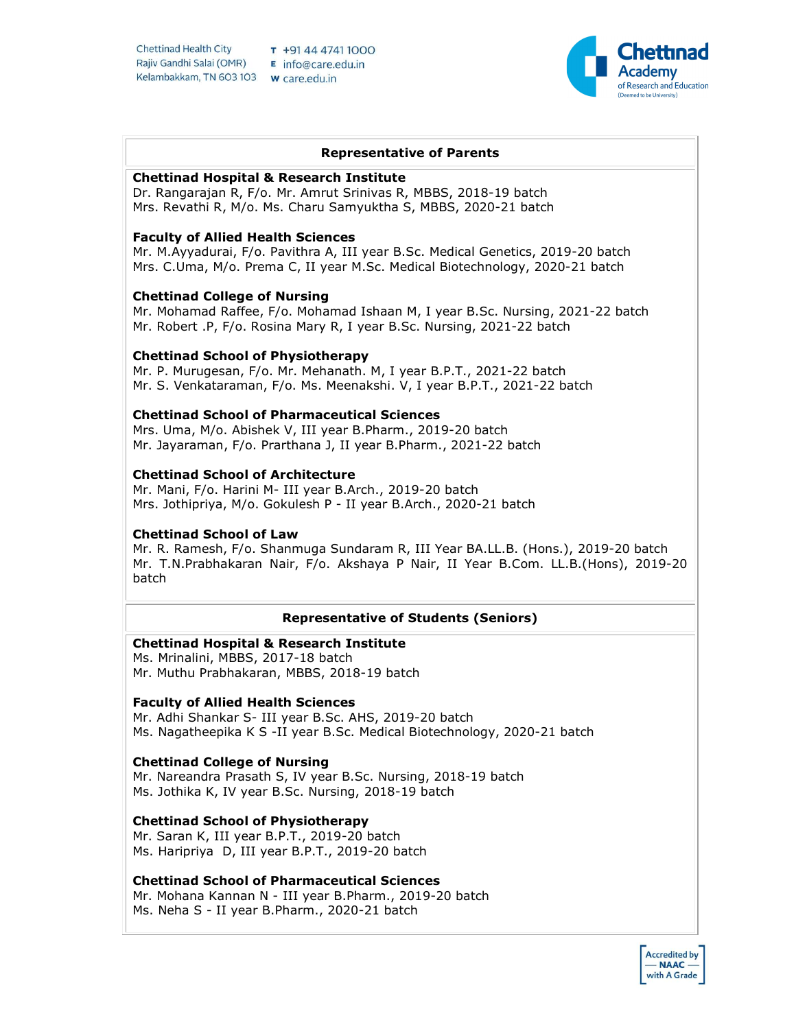## Representative of Parents

**Chettinad Hospital & Research Institute**
Dr. Rangarajan R, F/o. Mr. Amrut Srinivas R, MBBS, 2018-19 batch
Mrs. Revathi R, M/o. Ms. Charu Samyuktha S, MBBS, 2020-21 batch

**Faculty of Allied Health Sciences**
Mr. M.Ayyadurai, F/o. Pavithra A, III year B.Sc. Medical Genetics, 2019-20 batch
Mrs. C.Uma, M/o. Prema C, II year M.Sc. Medical Biotechnology, 2020-21 batch

**Chettinad College of Nursing**
Mr. Mohamad Raffee, F/o. Mohamad Ishaan M, I year B.Sc. Nursing, 2021-22 batch
Mr. Robert .P, F/o. Rosina Mary R, I year B.Sc. Nursing, 2021-22 batch

**Chettinad School of Physiotherapy**
Mr. P. Murugesan, F/o. Mr. Mehanath. M, I year B.P.T., 2021-22 batch
Mr. S. Venkataraman, F/o. Ms. Meenakshi. V, I year B.P.T., 2021-22 batch

**Chettinad School of Pharmaceutical Sciences**
Mrs. Uma, M/o. Abishek V, III year B.Pharm., 2019-20 batch
Mr. Jayaraman, F/o. Prarthana J, II year B.Pharm., 2021-22 batch

**Chettinad School of Architecture**
Mr. Mani, F/o. Harini M- III year B.Arch., 2019-20 batch
Mrs. Jothipriya, M/o. Gokulesh P - II year B.Arch., 2020-21 batch

**Chettinad School of Law**
Mr. R. Ramesh, F/o. Shanmuga Sundaram R, III Year BA.LL.B. (Hons.), 2019-20 batch
Mr. T.N.Prabhakaran Nair, F/o. Akshaya P Nair, II Year B.Com. LL.B.(Hons), 2019-20 batch

## Representative of Students (Seniors)

**Chettinad Hospital & Research Institute**
Ms. Mrinalini, MBBS, 2017-18 batch
Mr. Muthu Prabhakaran, MBBS, 2018-19 batch

**Faculty of Allied Health Sciences**
Mr. Adhi Shankar S- III year B.Sc. AHS, 2019-20 batch
Ms. Nagatheepika K S -II year B.Sc. Medical Biotechnology, 2020-21 batch

**Chettinad College of Nursing**
Mr. Nareandra Prasath S, IV year B.Sc. Nursing, 2018-19 batch
Ms. Jothika K, IV year B.Sc. Nursing, 2018-19 batch

**Chettinad School of Physiotherapy**
Mr. Saran K, III year B.P.T., 2019-20 batch
Ms. Haripriya D, III year B.P.T., 2019-20 batch

**Chettinad School of Pharmaceutical Sciences**
Mr. Mohana Kannan N - III year B.Pharm., 2019-20 batch
Ms. Neha S - II year B.Pharm., 2020-21 batch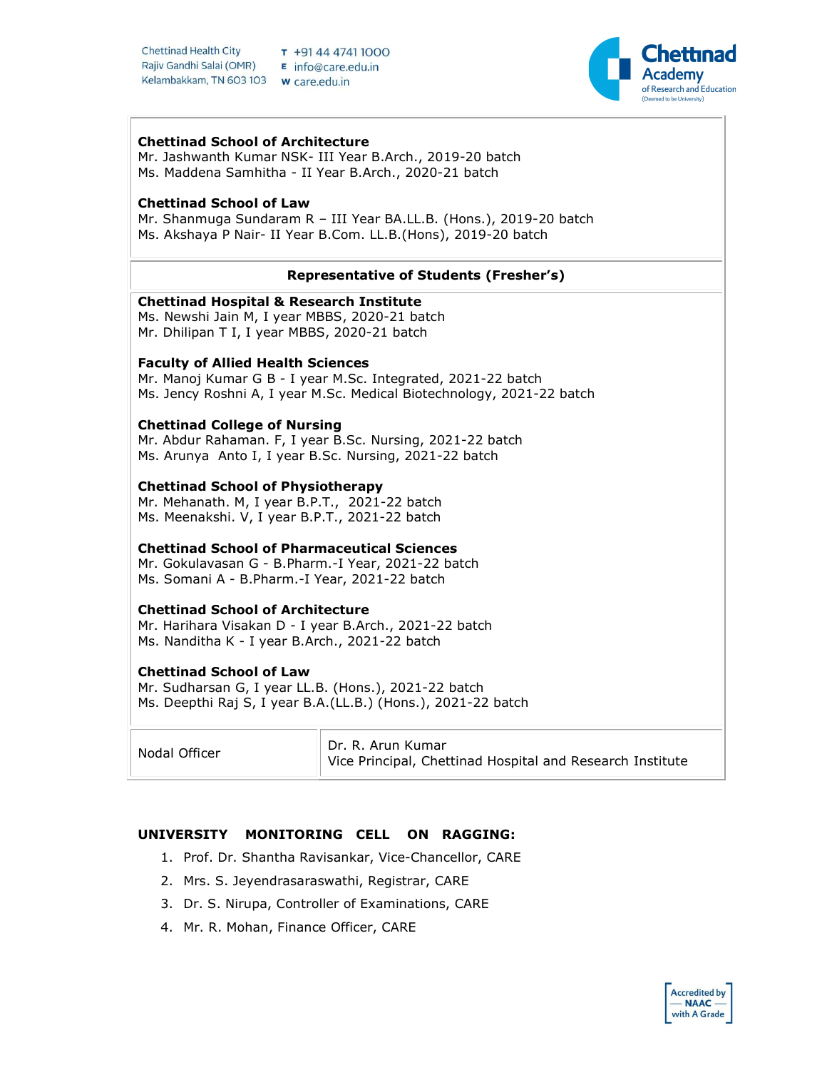**Chettinad School of Architecture**
Mr. Jashwanth Kumar NSK- III Year B.Arch., 2019-20 batch
Ms. Maddena Samhitha - II Year B.Arch., 2020-21 batch

**Chettinad School of Law**
Mr. Shanmuga Sundaram R – III Year BA.LL.B. (Hons.), 2019-20 batch
Ms. Akshaya P Nair- II Year B.Com. LL.B.(Hons), 2019-20 batch

**Representative of Students (Fresher's)**

**Chettinad Hospital & Research Institute**
Ms. Newshi Jain M, I year MBBS, 2020-21 batch
Mr. Dhilipan T I, I year MBBS, 2020-21 batch

**Faculty of Allied Health Sciences**
Mr. Manoj Kumar G B - I year M.Sc. Integrated, 2021-22 batch
Ms. Jency Roshni A, I year M.Sc. Medical Biotechnology, 2021-22 batch

**Chettinad College of Nursing**
Mr. Abdur Rahaman. F, I year B.Sc. Nursing, 2021-22 batch
Ms. Arunya Anto I, I year B.Sc. Nursing, 2021-22 batch

**Chettinad School of Physiotherapy**
Mr. Mehanath. M, I year B.P.T., 2021-22 batch
Ms. Meenakshi. V, I year B.P.T., 2021-22 batch

**Chettinad School of Pharmaceutical Sciences**
Mr. Gokulavasan G - B.Pharm.-I Year, 2021-22 batch
Ms. Somani A - B.Pharm.-I Year, 2021-22 batch

**Chettinad School of Architecture**
Mr. Harihara Visakan D - I year B.Arch., 2021-22 batch
Ms. Nanditha K - I year B.Arch., 2021-22 batch

**Chettinad School of Law**
Mr. Sudharsan G, I year LL.B. (Hons.), 2021-22 batch
Ms. Deepthi Raj S, I year B.A.(LL.B.) (Hons.), 2021-22 batch

| Nodal Officer | Dr. R. Arun Kumar<br>Vice Principal, Chettinad Hospital and Research Institute |
|---|---|

**UNIVERSITY MONITORING CELL ON RAGGING:**

1. Prof. Dr. Shantha Ravisankar, Vice-Chancellor, CARE
2. Mrs. S. Jeyendrasaraswathi, Registrar, CARE
3. Dr. S. Nirupa, Controller of Examinations, CARE
4. Mr. R. Mohan, Finance Officer, CARE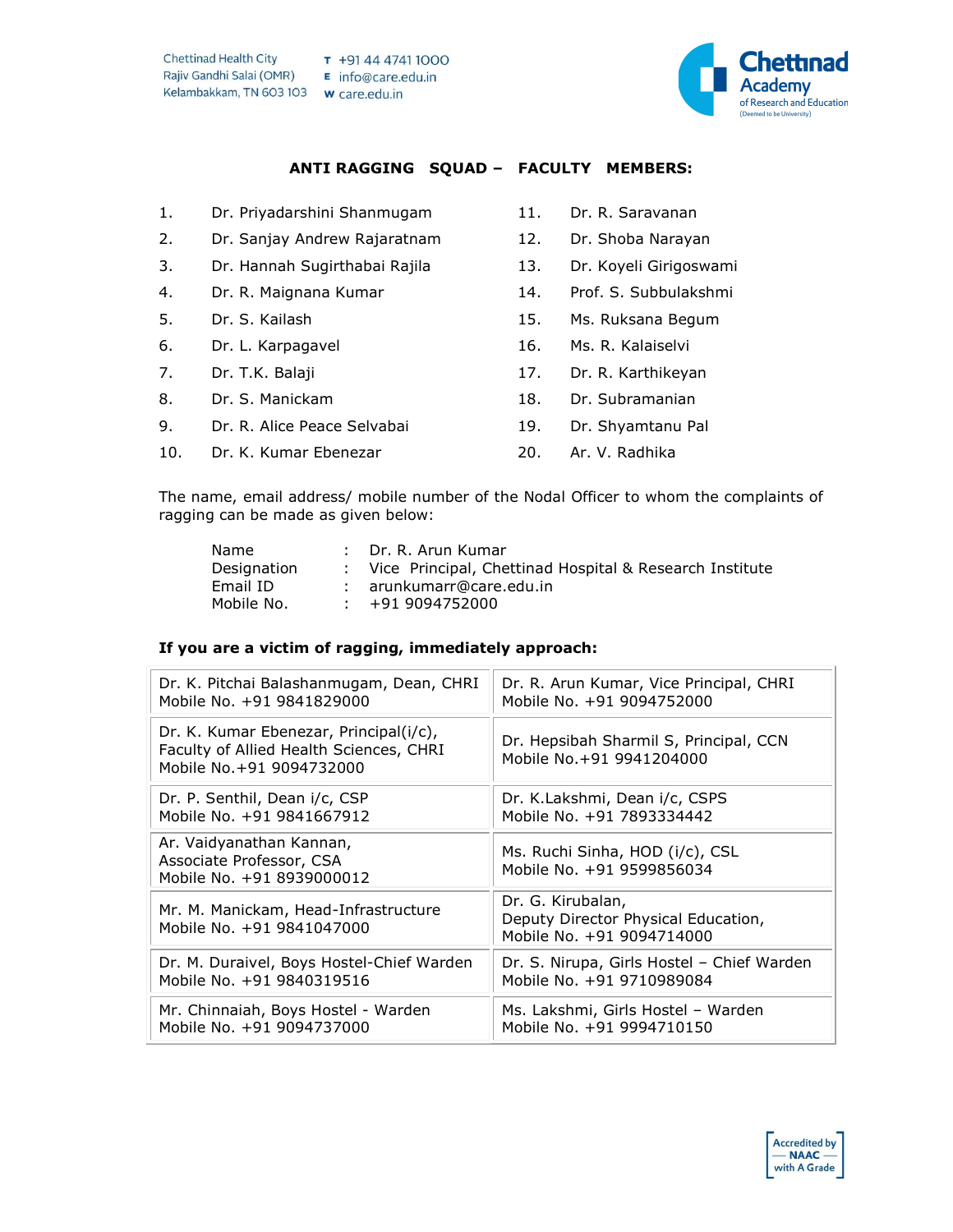Chettinad Health City
Rajiv Gandhi Salai (OMR)
Kelambakkam, TN 603 103

T +91 44 4741 1000
E info@care.edu.in
W care.edu.in

## ANTI RAGGING SQUAD – FACULTY MEMBERS:

1. Dr. Priyadarshini Shanmugam
2. Dr. Sanjay Andrew Rajaratnam
3. Dr. Hannah Sugirthabai Rajila
4. Dr. R. Maignana Kumar
5. Dr. S. Kailash
6. Dr. L. Karpagavel
7. Dr. T.K. Balaji
8. Dr. S. Manickam
9. Dr. R. Alice Peace Selvabai
10. Dr. K. Kumar Ebenezar
11. Dr. R. Saravanan
12. Dr. Shoba Narayan
13. Dr. Koyeli Girigoswami
14. Prof. S. Subbulakshmi
15. Ms. Ruksana Begum
16. Ms. R. Kalaiselvi
17. Dr. R. Karthikeyan
18. Dr. Subramanian
19. Dr. Shyamtanu Pal
20. Ar. V. Radhika

The name, email address/ mobile number of the Nodal Officer to whom the complaints of ragging can be made as given below:

| | | |
|---|---|---|
| Name | : | Dr. R. Arun Kumar |
| Designation | : | Vice Principal, Chettinad Hospital & Research Institute |
| Email ID | : | arunkumarr@care.edu.in |
| Mobile No. | : | +91 9094752000 |

**If you are a victim of ragging, immediately approach:**

| | |
|---|---|
| Dr. K. Pitchai Balashanmugam, Dean, CHRI<br>Mobile No. +91 9841829000 | Dr. R. Arun Kumar, Vice Principal, CHRI<br>Mobile No. +91 9094752000 |
| Dr. K. Kumar Ebenezar, Principal(i/c),<br>Faculty of Allied Health Sciences, CHRI<br>Mobile No.+91 9094732000 | Dr. Hepsibah Sharmil S, Principal, CCN<br>Mobile No.+91 9941204000 |
| Dr. P. Senthil, Dean i/c, CSP<br>Mobile No. +91 9841667912 | Dr. K.Lakshmi, Dean i/c, CSPS<br>Mobile No. +91 7893334442 |
| Ar. Vaidyanathan Kannan,<br>Associate Professor, CSA<br>Mobile No. +91 8939000012 | Ms. Ruchi Sinha, HOD (i/c), CSL<br>Mobile No. +91 9599856034 |
| Mr. M. Manickam, Head-Infrastructure<br>Mobile No. +91 9841047000 | Dr. G. Kirubalan,<br>Deputy Director Physical Education,<br>Mobile No. +91 9094714000 |
| Dr. M. Duraivel, Boys Hostel-Chief Warden<br>Mobile No. +91 9840319516 | Dr. S. Nirupa, Girls Hostel – Chief Warden<br>Mobile No. +91 9710989084 |
| Mr. Chinnaiah, Boys Hostel - Warden<br>Mobile No. +91 9094737000 | Ms. Lakshmi, Girls Hostel – Warden<br>Mobile No. +91 9994710150 |